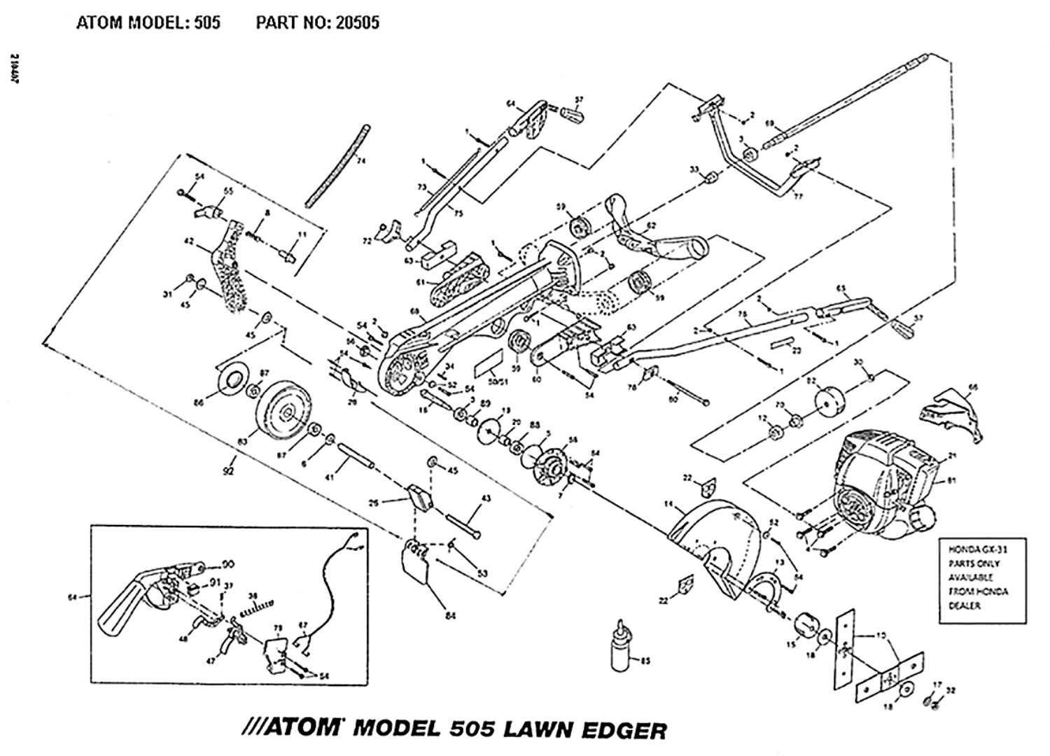ATOM MODEL: 505 PART NO: 20505

HONDA GX-31 PARTS ONLY AVAILABLE FROM HONDA DEALER

///ATOM MODEL 505 LAWN EDGER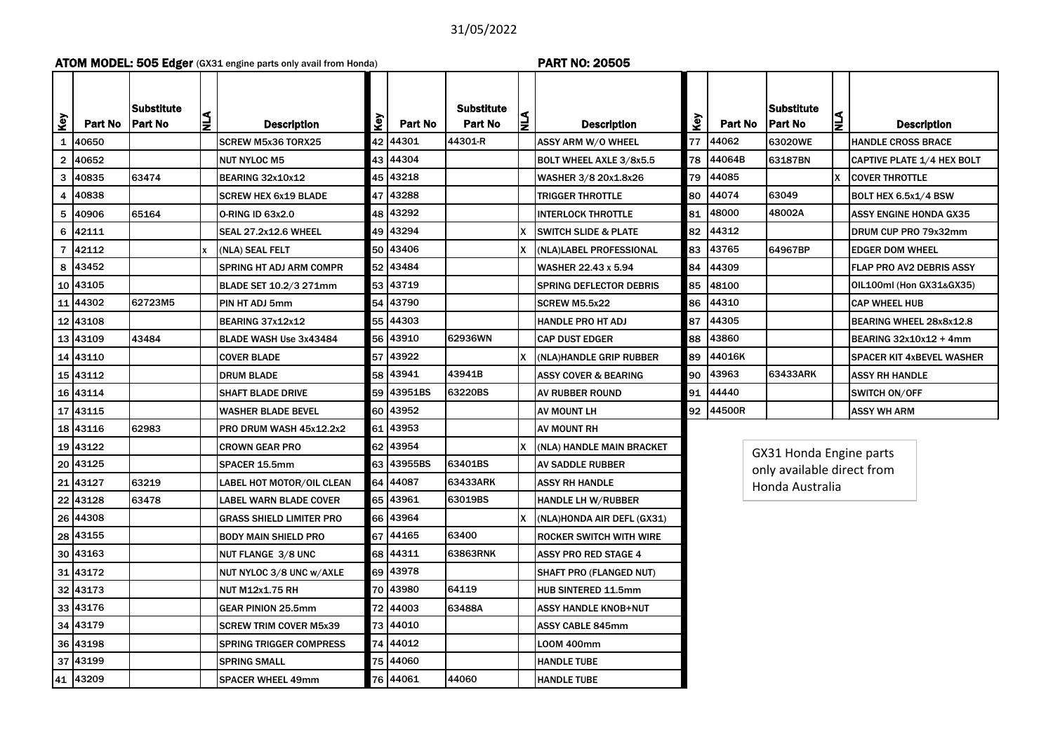31/05/2022

**ATOM MODEL: 505 Edger** (GX31 engine parts only avail from Honda) **PART NO: 20505**

| Key | Part No | Substitute Part No | NLA | Description | Key | Part No | Substitute Part No | NLA | Description | Key | Part No | Substitute Part No | NLA | Description |
|---|---|---|---|---|---|---|---|---|---|---|---|---|---|---|
| 1 | 40650 | | | SCREW M5x36 TORX25 | 42 | 44301 | 44301-R | | ASSY ARM W/O WHEEL | 77 | 44062 | 63020WE | | HANDLE CROSS BRACE |
| 2 | 40652 | | | NUT NYLOC M5 | 43 | 44304 | | | BOLT WHEEL AXLE 3/8x5.5 | 78 | 44064B | 63187BN | | CAPTIVE PLATE 1/4 HEX BOLT |
| 3 | 40835 | 63474 | | BEARING 32x10x12 | 45 | 43218 | | | WASHER 3/8 20x1.8x26 | 79 | 44085 | | X | COVER THROTTLE |
| 4 | 40838 | | | SCREW HEX 6x19 BLADE | 47 | 43288 | | | TRIGGER THROTTLE | 80 | 44074 | 63049 | | BOLT HEX 6.5x1/4 BSW |
| 5 | 40906 | 65164 | | O-RING ID 63x2.0 | 48 | 43292 | | | INTERLOCK THROTTLE | 81 | 48000 | 48002A | | ASSY ENGINE HONDA GX35 |
| 6 | 42111 | | | SEAL 27.2x12.6 WHEEL | 49 | 43294 | | X | SWITCH SLIDE & PLATE | 82 | 44312 | | | DRUM CUP PRO 79x32mm |
| 7 | 42112 | | x | (NLA) SEAL FELT | 50 | 43406 | | X | (NLA)LABEL PROFESSIONAL | 83 | 43765 | 64967BP | | EDGER DOM WHEEL |
| 8 | 43452 | | | SPRING HT ADJ ARM COMPR | 52 | 43484 | | | WASHER 22.43 x 5.94 | 84 | 44309 | | | FLAP PRO AV2 DEBRIS ASSY |
| 10 | 43105 | | | BLADE SET 10.2/3 271mm | 53 | 43719 | | | SPRING DEFLECTOR DEBRIS | 85 | 48100 | | | OIL100ml (Hon GX31&GX35) |
| 11 | 44302 | 62723M5 | | PIN HT ADJ 5mm | 54 | 43790 | | | SCREW M5.5x22 | 86 | 44310 | | | CAP WHEEL HUB |
| 12 | 43108 | | | BEARING 37x12x12 | 55 | 44303 | | | HANDLE PRO HT ADJ | 87 | 44305 | | | BEARING WHEEL 28x8x12.8 |
| 13 | 43109 | 43484 | | BLADE WASH Use 3x43484 | 56 | 43910 | 62936WN | | CAP DUST EDGER | 88 | 43860 | | | BEARING 32x10x12 + 4mm |
| 14 | 43110 | | | COVER BLADE | 57 | 43922 | | X | (NLA)HANDLE GRIP RUBBER | 89 | 44016K | | | SPACER KIT 4xBEVEL WASHER |
| 15 | 43112 | | | DRUM BLADE | 58 | 43941 | 43941B | | ASSY COVER & BEARING | 90 | 43963 | 63433ARK | | ASSY RH HANDLE |
| 16 | 43114 | | | SHAFT BLADE DRIVE | 59 | 43951BS | 63220BS | | AV RUBBER ROUND | 91 | 44440 | | | SWITCH ON/OFF |
| 17 | 43115 | | | WASHER BLADE BEVEL | 60 | 43952 | | | AV MOUNT LH | 92 | 44500R | | | ASSY WH ARM |
| 18 | 43116 | 62983 | | PRO DRUM WASH 45x12.2x2 | 61 | 43953 | | | AV MOUNT RH | | | | | |
| 19 | 43122 | | | CROWN GEAR PRO | 62 | 43954 | | X | (NLA) HANDLE MAIN BRACKET | | | | | |
| 20 | 43125 | | | SPACER 15.5mm | 63 | 43955BS | 63401BS | | AV SADDLE RUBBER | | | | | |
| 21 | 43127 | 63219 | | LABEL HOT MOTOR/OIL CLEAN | 64 | 44087 | 63433ARK | | ASSY RH HANDLE | | | | | |
| 22 | 43128 | 63478 | | LABEL WARN BLADE COVER | 65 | 43961 | 63019BS | | HANDLE LH W/RUBBER | | | | | |
| 26 | 44308 | | | GRASS SHIELD LIMITER PRO | 66 | 43964 | | X | (NLA)HONDA AIR DEFL (GX31) | | | | | |
| 28 | 43155 | | | BODY MAIN SHIELD PRO | 67 | 44165 | 63400 | | ROCKER SWITCH WITH WIRE | | | | | |
| 30 | 43163 | | | NUT FLANGE 3/8 UNC | 68 | 44311 | 63863RNK | | ASSY PRO RED STAGE 4 | | | | | |
| 31 | 43172 | | | NUT NYLOC 3/8 UNC w/AXLE | 69 | 43978 | | | SHAFT PRO (FLANGED NUT) | | | | | |
| 32 | 43173 | | | NUT M12x1.75 RH | 70 | 43980 | 64119 | | HUB SINTERED 11.5mm | | | | | |
| 33 | 43176 | | | GEAR PINION 25.5mm | 72 | 44003 | 63488A | | ASSY HANDLE KNOB+NUT | | | | | |
| 34 | 43179 | | | SCREW TRIM COVER M5x39 | 73 | 44010 | | | ASSY CABLE 845mm | | | | | |
| 36 | 43198 | | | SPRING TRIGGER COMPRESS | 74 | 44012 | | | LOOM 400mm | | | | | |
| 37 | 43199 | | | SPRING SMALL | 75 | 44060 | | | HANDLE TUBE | | | | | |
| 41 | 43209 | | | SPACER WHEEL 49mm | 76 | 44061 | 44060 | | HANDLE TUBE | | | | | |

GX31 Honda Engine parts only available direct from Honda Australia